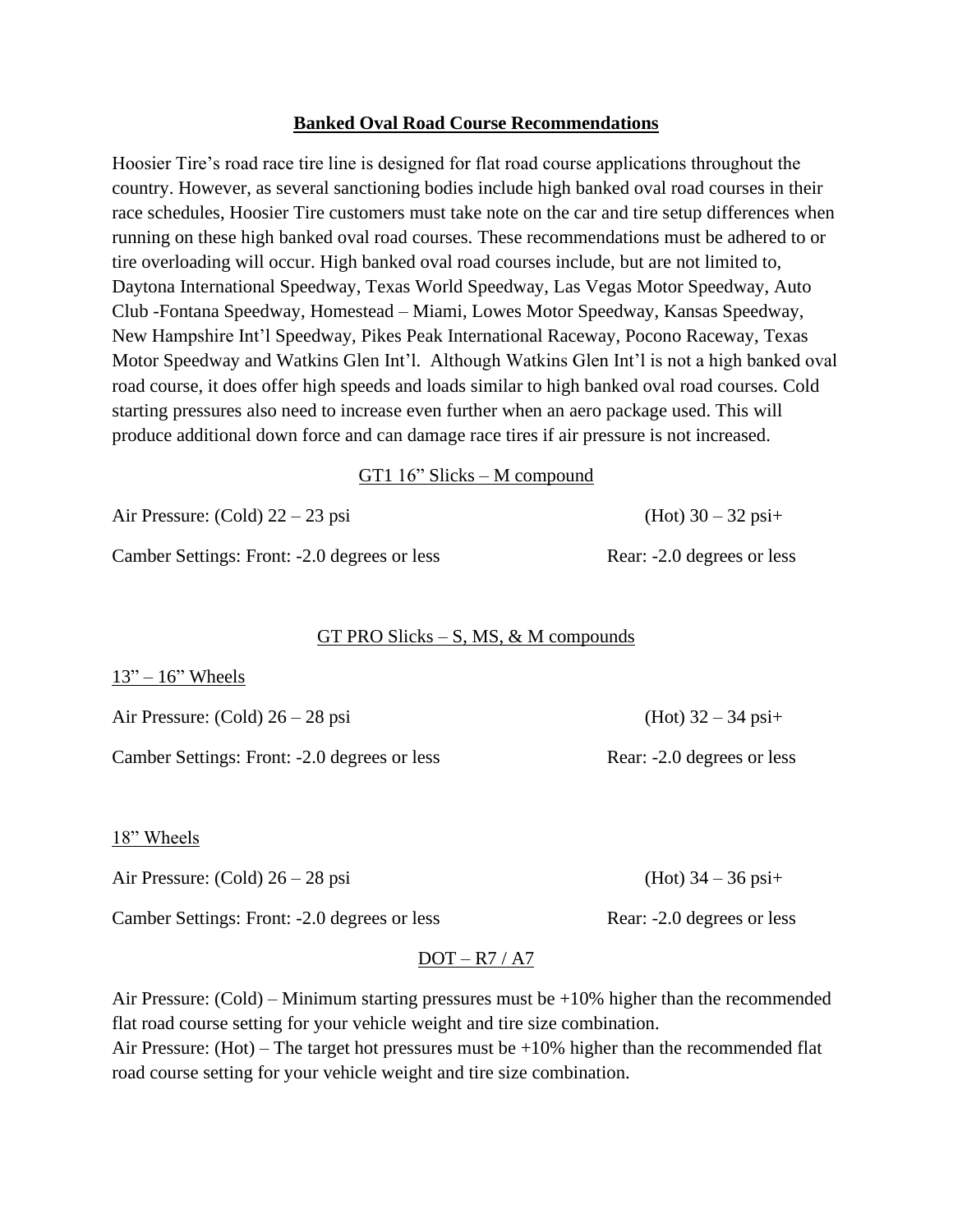## **Banked Oval Road Course Recommendations**

Hoosier Tire's road race tire line is designed for flat road course applications throughout the country. However, as several sanctioning bodies include high banked oval road courses in their race schedules, Hoosier Tire customers must take note on the car and tire setup differences when running on these high banked oval road courses. These recommendations must be adhered to or tire overloading will occur. High banked oval road courses include, but are not limited to, Daytona International Speedway, Texas World Speedway, Las Vegas Motor Speedway, Auto Club -Fontana Speedway, Homestead – Miami, Lowes Motor Speedway, Kansas Speedway, New Hampshire Int'l Speedway, Pikes Peak International Raceway, Pocono Raceway, Texas Motor Speedway and Watkins Glen Int'l. Although Watkins Glen Int'l is not a high banked oval road course, it does offer high speeds and loads similar to high banked oval road courses. Cold starting pressures also need to increase even further when an aero package used. This will produce additional down force and can damage race tires if air pressure is not increased.

### GT1 16" Slicks – M compound

Air Pressure: (Cold) 22 – 23 psi (Hot) 30 – 32 psi+

Camber Settings: Front: -2.0 degrees or less Rear: -2.0 degrees or less

### GT PRO Slicks – S, MS, & M compounds

13" – 16" Wheels

Air Pressure: (Cold) 26 – 28 psi (Hot) 32 – 34 psi+

Camber Settings: Front: -2.0 degrees or less Rear: -2.0 degrees or less

18" Wheels

Air Pressure: (Cold) 26 – 28 psi (Hot) 34 – 36 psi+

Camber Settings: Front: -2.0 degrees or less Rear: -2.0 degrees or less

### DOT – R7 / A7

Air Pressure: (Cold) – Minimum starting pressures must be +10% higher than the recommended flat road course setting for your vehicle weight and tire size combination.

Air Pressure: (Hot) – The target hot pressures must be +10% higher than the recommended flat road course setting for your vehicle weight and tire size combination.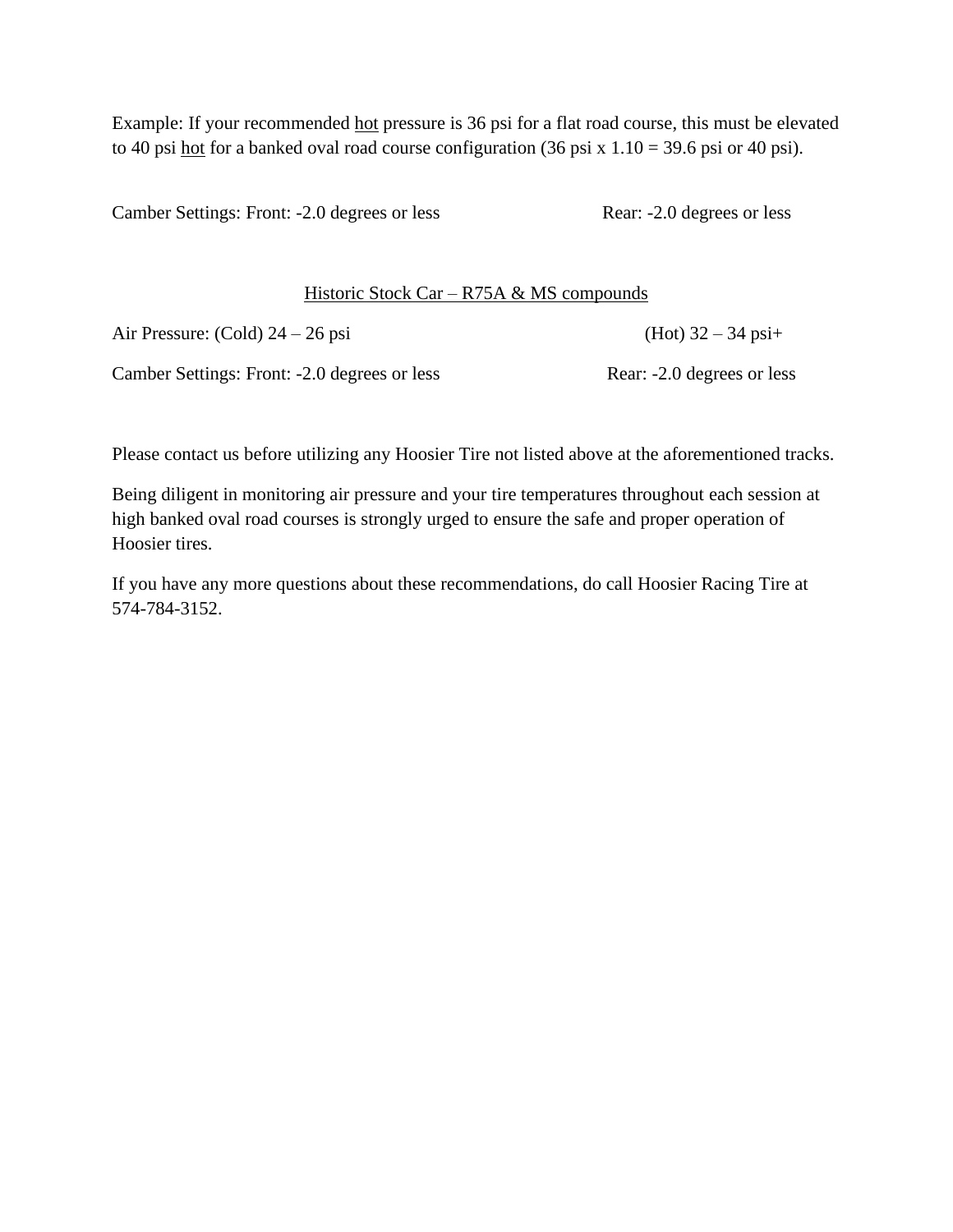Example: If your recommended <u>hot</u> pressure is 36 psi for a flat road course, this must be elevated to 40 psi <u>hot</u> for a banked oval road course configuration (36 psi x 1.10 = 39.6 psi or 40 psi).

Camber Settings: Front: -2.0 degrees or less Rear: -2.0 degrees or less

<u>Historic Stock Car – R75A & MS compounds</u>

Air Pressure: (Cold) 24 – 26 psi (Hot) 32 – 34 psi+

Camber Settings: Front: -2.0 degrees or less Rear: -2.0 degrees or less

Please contact us before utilizing any Hoosier Tire not listed above at the aforementioned tracks.

Being diligent in monitoring air pressure and your tire temperatures throughout each session at high banked oval road courses is strongly urged to ensure the safe and proper operation of Hoosier tires.

If you have any more questions about these recommendations, do call Hoosier Racing Tire at 574-784-3152.